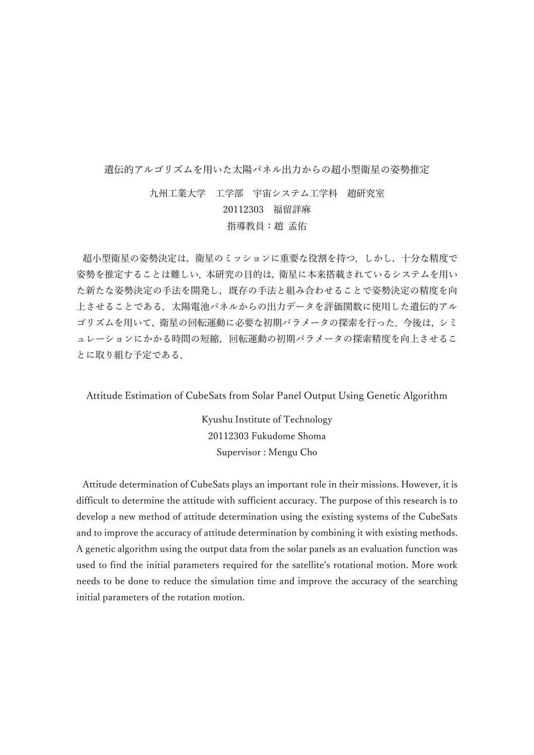# 遺伝的アルゴリズムを用いた太陽パネル出力からの超小型衛星の姿勢推定

九州工業大学　工学部　宇宙システム工学科　趙研究室

20112303　福留詳麻

指導教員：趙 孟佑

超小型衛星の姿勢決定は，衛星のミッションに重要な役割を持つ．しかし，十分な精度で姿勢を推定することは難しい．本研究の目的は，衛星に本来搭載されているシステムを用いた新たな姿勢決定の手法を開発し，既存の手法と組み合わせることで姿勢決定の精度を向上させることである．太陽電池パネルからの出力データを評価関数に使用した遺伝的アルゴリズムを用いて，衛星の回転運動に必要な初期パラメータの探索を行った．今後は，シミュレーションにかかる時間の短縮，回転運動の初期パラメータの探索精度を向上させることに取り組む予定である．

# Attitude Estimation of CubeSats from Solar Panel Output Using Genetic Algorithm

Kyushu Institute of Technology

20112303 Fukudome Shoma

Supervisor : Mengu Cho

Attitude determination of CubeSats plays an important role in their missions. However, it is difficult to determine the attitude with sufficient accuracy. The purpose of this research is to develop a new method of attitude determination using the existing systems of the CubeSats and to improve the accuracy of attitude determination by combining it with existing methods. A genetic algorithm using the output data from the solar panels as an evaluation function was used to find the initial parameters required for the satellite's rotational motion. More work needs to be done to reduce the simulation time and improve the accuracy of the searching initial parameters of the rotation motion.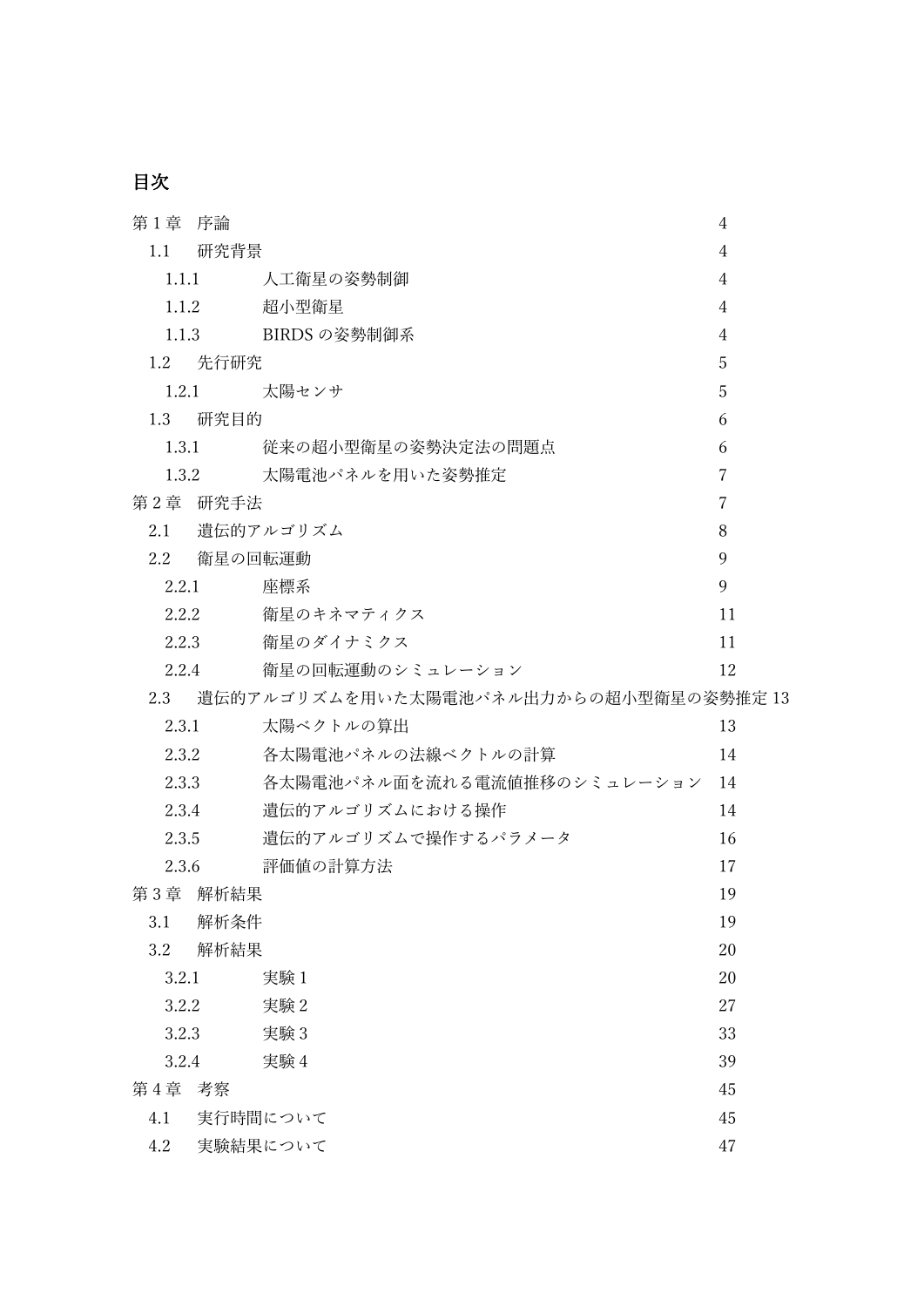# 目次

第 1 章　序論 4

1.1　研究背景 4

1.1.1　人工衛星の姿勢制御 4

1.1.2　超小型衛星 4

1.1.3　BIRDS の姿勢制御系 4

1.2　先行研究 5

1.2.1　太陽センサ 5

1.3　研究目的 6

1.3.1　従来の超小型衛星の姿勢決定法の問題点 6

1.3.2　太陽電池パネルを用いた姿勢推定 7

第 2 章　研究手法 7

2.1　遺伝的アルゴリズム 8

2.2　衛星の回転運動 9

2.2.1　座標系 9

2.2.2　衛星のキネマティクス 11

2.2.3　衛星のダイナミクス 11

2.2.4　衛星の回転運動のシミュレーション 12

2.3　遺伝的アルゴリズムを用いた太陽電池パネル出力からの超小型衛星の姿勢推定 13

2.3.1　太陽ベクトルの算出 13

2.3.2　各太陽電池パネルの法線ベクトルの計算 14

2.3.3　各太陽電池パネル面を流れる電流値推移のシミュレーション 14

2.3.4　遺伝的アルゴリズムにおける操作 14

2.3.5　遺伝的アルゴリズムで操作するパラメータ 16

2.3.6　評価値の計算方法 17

第 3 章　解析結果 19

3.1　解析条件 19

3.2　解析結果 20

3.2.1　実験 1 20

3.2.2　実験 2 27

3.2.3　実験 3 33

3.2.4　実験 4 39

第 4 章　考察 45

4.1　実行時間について 45

4.2　実験結果について 47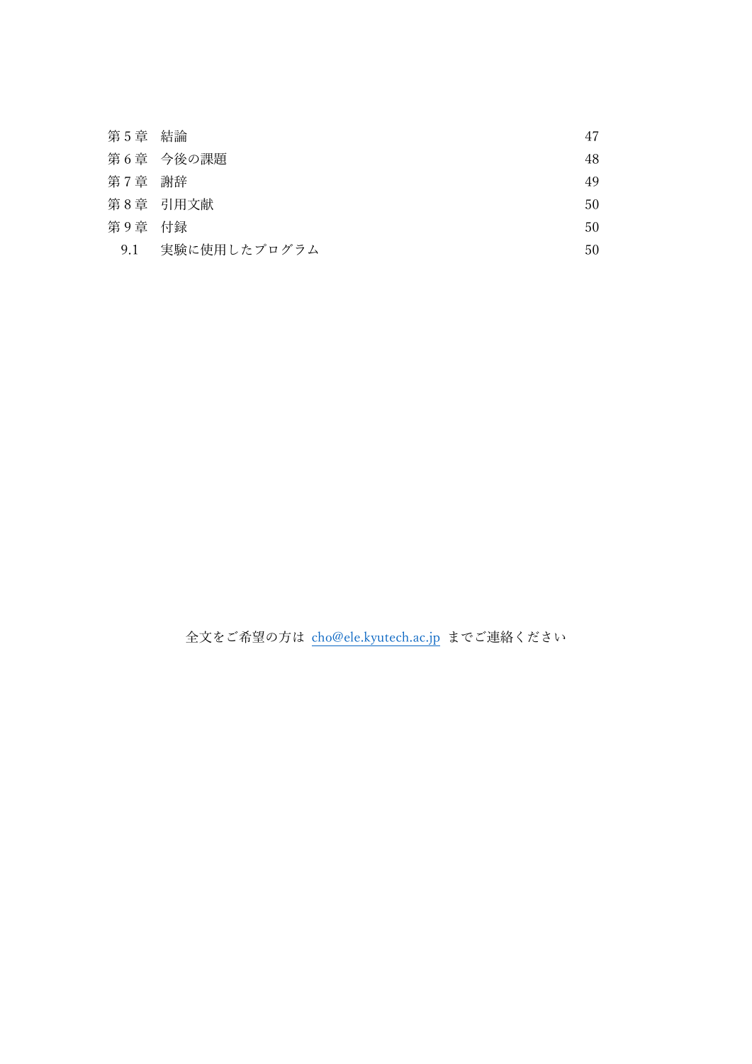| | | |
|---|---|---|
| 第 5 章 | 結論 | 47 |
| 第 6 章 | 今後の課題 | 48 |
| 第 7 章 | 謝辞 | 49 |
| 第 8 章 | 引用文献 | 50 |
| 第 9 章 | 付録 | 50 |
| 9.1 | 実験に使用したプログラム | 50 |

全文をご希望の方は cho@ele.kyutech.ac.jp までご連絡ください